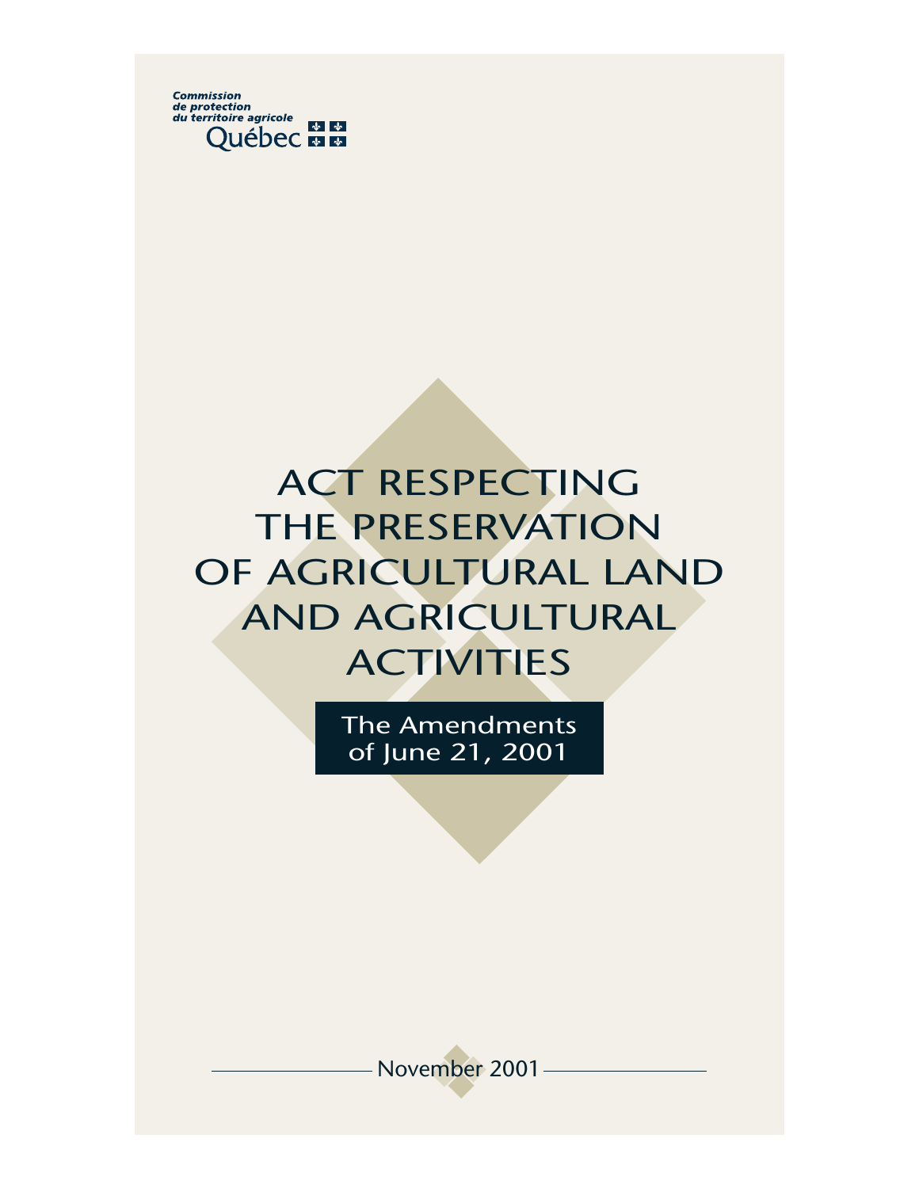Commission
de protection
du territoire agricole
Québec

# ACT RESPECTING THE PRESERVATION OF AGRICULTURAL LAND AND AGRICULTURAL ACTIVITIES

## The Amendments of June 21, 2001

November 2001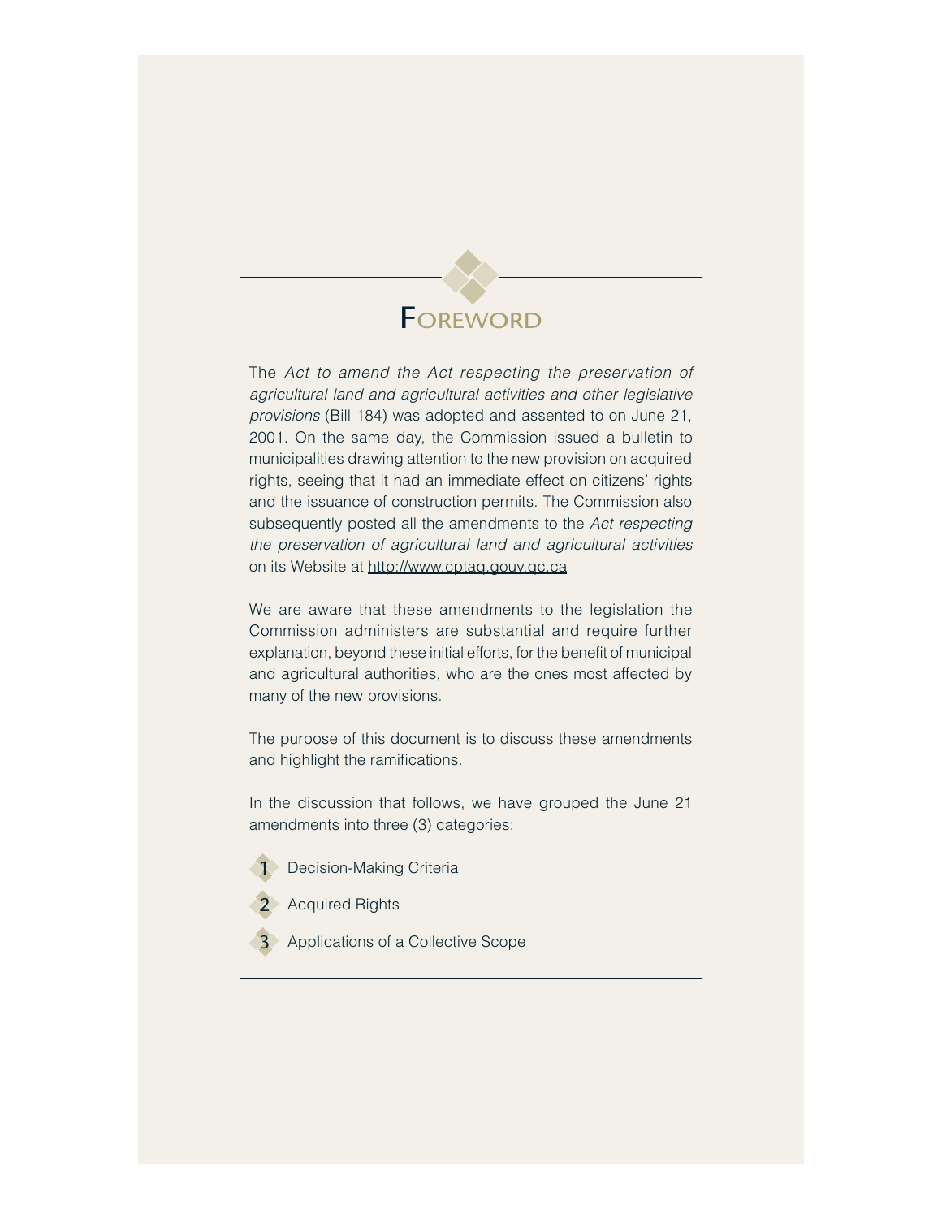# Foreword

The *Act to amend the Act respecting the preservation of agricultural land and agricultural activities and other legislative provisions* (Bill 184) was adopted and assented to on June 21, 2001. On the same day, the Commission issued a bulletin to municipalities drawing attention to the new provision on acquired rights, seeing that it had an immediate effect on citizens' rights and the issuance of construction permits. The Commission also subsequently posted all the amendments to the *Act respecting the preservation of agricultural land and agricultural activities* on its Website at http://www.cptaq.gouv.qc.ca

We are aware that these amendments to the legislation the Commission administers are substantial and require further explanation, beyond these initial efforts, for the benefit of municipal and agricultural authorities, who are the ones most affected by many of the new provisions.

The purpose of this document is to discuss these amendments and highlight the ramifications.

In the discussion that follows, we have grouped the June 21 amendments into three (3) categories:

1. Decision-Making Criteria
2. Acquired Rights
3. Applications of a Collective Scope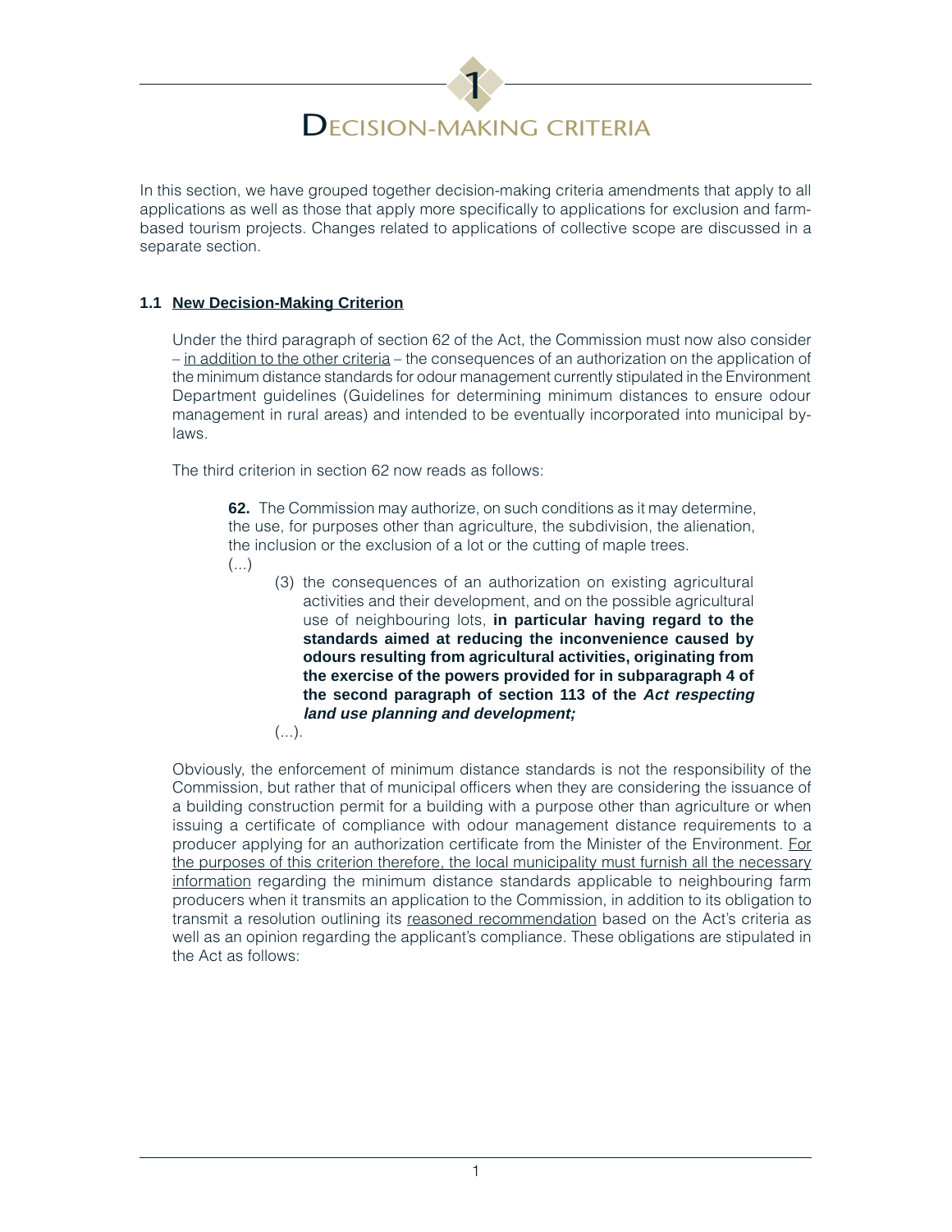# 1 Decision-Making Criteria

In this section, we have grouped together decision-making criteria amendments that apply to all applications as well as those that apply more specifically to applications for exclusion and farm-based tourism projects. Changes related to applications of collective scope are discussed in a separate section.

### 1.1 New Decision-Making Criterion

Under the third paragraph of section 62 of the Act, the Commission must now also consider – <u>in addition to the other criteria</u> – the consequences of an authorization on the application of the minimum distance standards for odour management currently stipulated in the Environment Department guidelines (Guidelines for determining minimum distances to ensure odour management in rural areas) and intended to be eventually incorporated into municipal by-laws.

The third criterion in section 62 now reads as follows:

> **62.** The Commission may authorize, on such conditions as it may determine, the use, for purposes other than agriculture, the subdivision, the alienation, the inclusion or the exclusion of a lot or the cutting of maple trees.
>
> (...)
>
> (3) the consequences of an authorization on existing agricultural activities and their development, and on the possible agricultural use of neighbouring lots, **in particular having regard to the standards aimed at reducing the inconvenience caused by odours resulting from agricultural activities, originating from the exercise of the powers provided for in subparagraph 4 of the second paragraph of section 113 of the *Act respecting land use planning and development;***
>
> (...).

Obviously, the enforcement of minimum distance standards is not the responsibility of the Commission, but rather that of municipal officers when they are considering the issuance of a building construction permit for a building with a purpose other than agriculture or when issuing a certificate of compliance with odour management distance requirements to a producer applying for an authorization certificate from the Minister of the Environment. <u>For the purposes of this criterion therefore, the local municipality must furnish all the necessary information</u> regarding the minimum distance standards applicable to neighbouring farm producers when it transmits an application to the Commission, in addition to its obligation to transmit a resolution outlining its <u>reasoned recommendation</u> based on the Act's criteria as well as an opinion regarding the applicant's compliance. These obligations are stipulated in the Act as follows: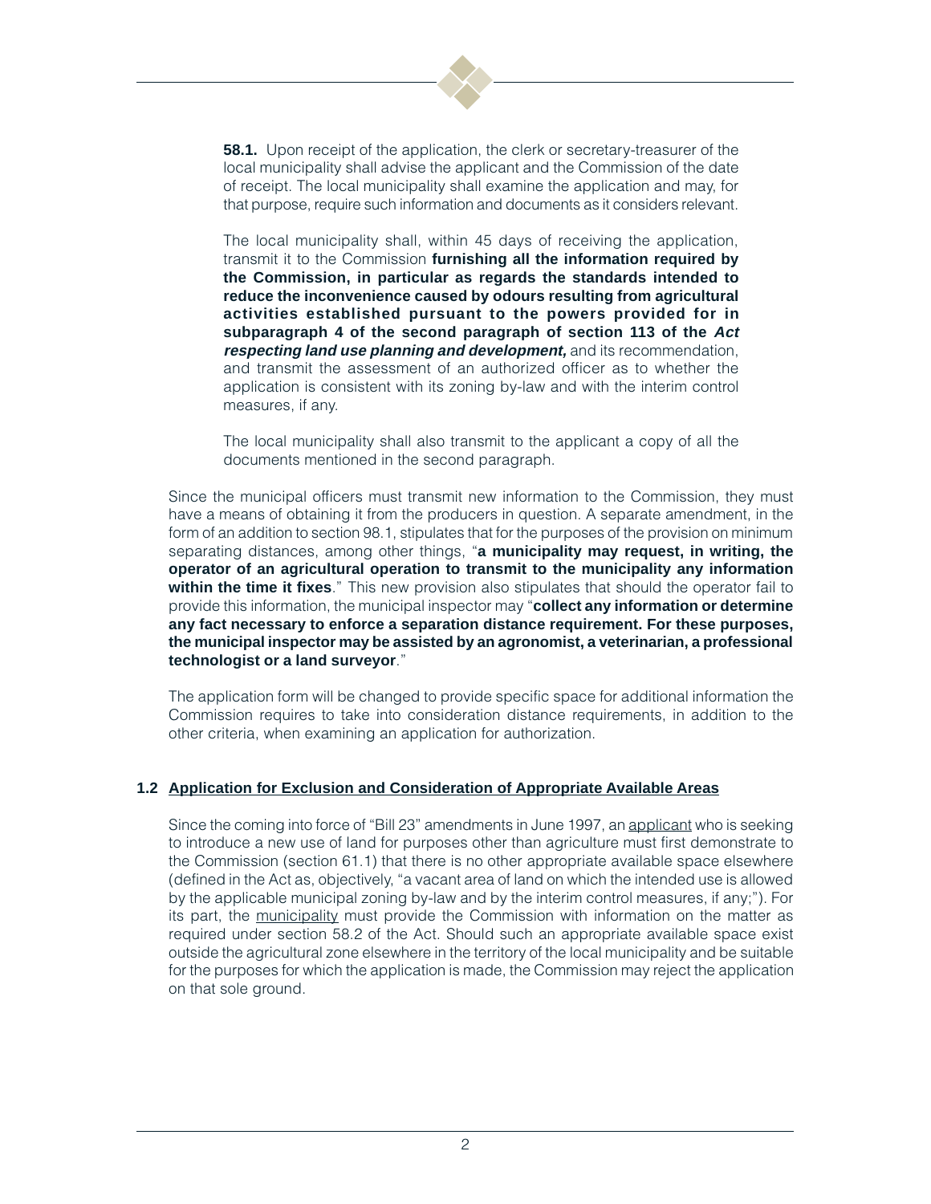> **58.1.** Upon receipt of the application, the clerk or secretary-treasurer of the local municipality shall advise the applicant and the Commission of the date of receipt. The local municipality shall examine the application and may, for that purpose, require such information and documents as it considers relevant.
>
> The local municipality shall, within 45 days of receiving the application, transmit it to the Commission **furnishing all the information required by the Commission, in particular as regards the standards intended to reduce the inconvenience caused by odours resulting from agricultural activities established pursuant to the powers provided for in subparagraph 4 of the second paragraph of section 113 of the *Act respecting land use planning and development,*** and its recommendation, and transmit the assessment of an authorized officer as to whether the application is consistent with its zoning by-law and with the interim control measures, if any.
>
> The local municipality shall also transmit to the applicant a copy of all the documents mentioned in the second paragraph.

Since the municipal officers must transmit new information to the Commission, they must have a means of obtaining it from the producers in question. A separate amendment, in the form of an addition to section 98.1, stipulates that for the purposes of the provision on minimum separating distances, among other things, "**a municipality may request, in writing, the operator of an agricultural operation to transmit to the municipality any information within the time it fixes**." This new provision also stipulates that should the operator fail to provide this information, the municipal inspector may "**collect any information or determine any fact necessary to enforce a separation distance requirement. For these purposes, the municipal inspector may be assisted by an agronomist, a veterinarian, a professional technologist or a land surveyor**."

The application form will be changed to provide specific space for additional information the Commission requires to take into consideration distance requirements, in addition to the other criteria, when examining an application for authorization.

### 1.2 Application for Exclusion and Consideration of Appropriate Available Areas

Since the coming into force of "Bill 23" amendments in June 1997, an applicant who is seeking to introduce a new use of land for purposes other than agriculture must first demonstrate to the Commission (section 61.1) that there is no other appropriate available space elsewhere (defined in the Act as, objectively, "a vacant area of land on which the intended use is allowed by the applicable municipal zoning by-law and by the interim control measures, if any;"). For its part, the municipality must provide the Commission with information on the matter as required under section 58.2 of the Act. Should such an appropriate available space exist outside the agricultural zone elsewhere in the territory of the local municipality and be suitable for the purposes for which the application is made, the Commission may reject the application on that sole ground.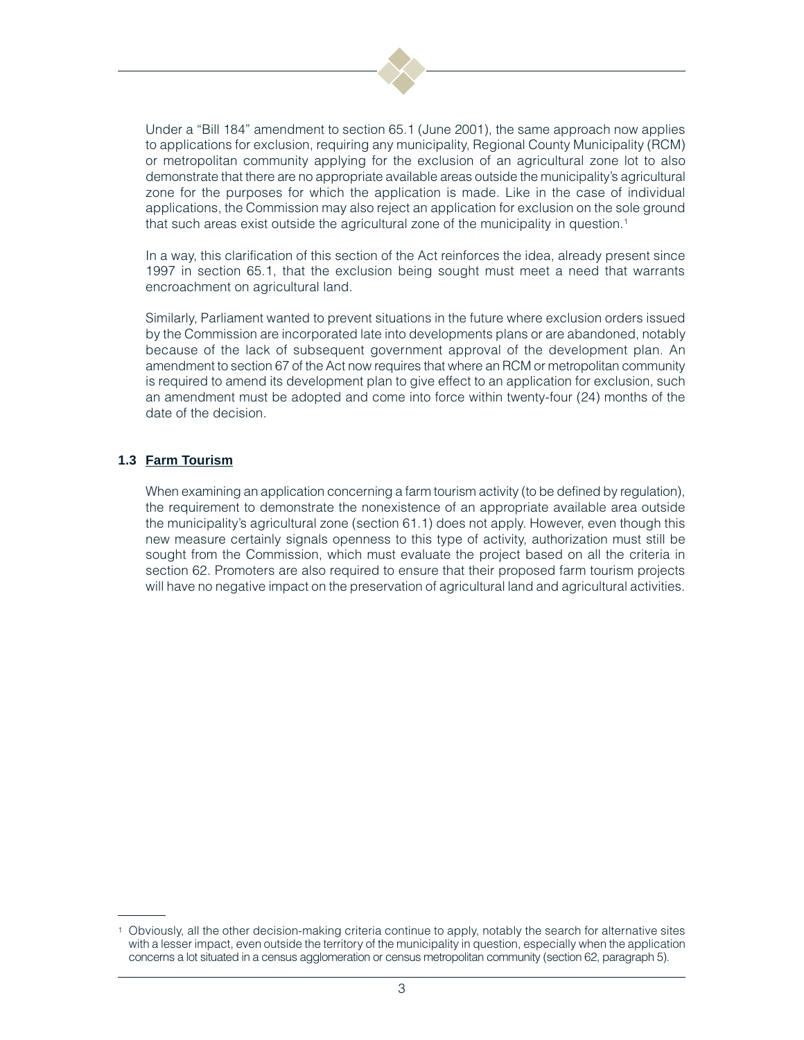Under a "Bill 184" amendment to section 65.1 (June 2001), the same approach now applies to applications for exclusion, requiring any municipality, Regional County Municipality (RCM) or metropolitan community applying for the exclusion of an agricultural zone lot to also demonstrate that there are no appropriate available areas outside the municipality's agricultural zone for the purposes for which the application is made. Like in the case of individual applications, the Commission may also reject an application for exclusion on the sole ground that such areas exist outside the agricultural zone of the municipality in question.[1]

In a way, this clarification of this section of the Act reinforces the idea, already present since 1997 in section 65.1, that the exclusion being sought must meet a need that warrants encroachment on agricultural land.

Similarly, Parliament wanted to prevent situations in the future where exclusion orders issued by the Commission are incorporated late into developments plans or are abandoned, notably because of the lack of subsequent government approval of the development plan. An amendment to section 67 of the Act now requires that where an RCM or metropolitan community is required to amend its development plan to give effect to an application for exclusion, such an amendment must be adopted and come into force within twenty-four (24) months of the date of the decision.

### 1.3 Farm Tourism

When examining an application concerning a farm tourism activity (to be defined by regulation), the requirement to demonstrate the nonexistence of an appropriate available area outside the municipality's agricultural zone (section 61.1) does not apply. However, even though this new measure certainly signals openness to this type of activity, authorization must still be sought from the Commission, which must evaluate the project based on all the criteria in section 62. Promoters are also required to ensure that their proposed farm tourism projects will have no negative impact on the preservation of agricultural land and agricultural activities.

---

[1] Obviously, all the other decision-making criteria continue to apply, notably the search for alternative sites with a lesser impact, even outside the territory of the municipality in question, especially when the application concerns a lot situated in a census agglomeration or census metropolitan community (section 62, paragraph 5).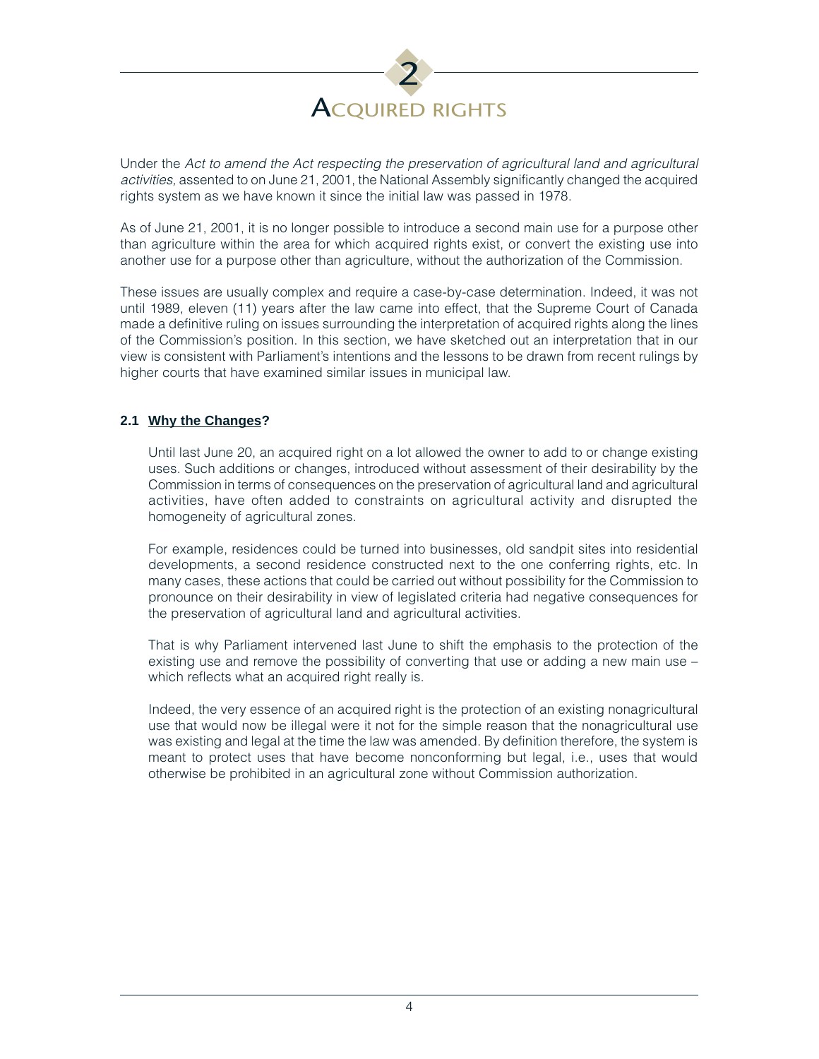# 2 Acquired rights

Under the *Act to amend the Act respecting the preservation of agricultural land and agricultural activities,* assented to on June 21, 2001, the National Assembly significantly changed the acquired rights system as we have known it since the initial law was passed in 1978.

As of June 21, 2001, it is no longer possible to introduce a second main use for a purpose other than agriculture within the area for which acquired rights exist, or convert the existing use into another use for a purpose other than agriculture, without the authorization of the Commission.

These issues are usually complex and require a case-by-case determination. Indeed, it was not until 1989, eleven (11) years after the law came into effect, that the Supreme Court of Canada made a definitive ruling on issues surrounding the interpretation of acquired rights along the lines of the Commission's position. In this section, we have sketched out an interpretation that in our view is consistent with Parliament's intentions and the lessons to be drawn from recent rulings by higher courts that have examined similar issues in municipal law.

### 2.1 Why the Changes?

Until last June 20, an acquired right on a lot allowed the owner to add to or change existing uses. Such additions or changes, introduced without assessment of their desirability by the Commission in terms of consequences on the preservation of agricultural land and agricultural activities, have often added to constraints on agricultural activity and disrupted the homogeneity of agricultural zones.

For example, residences could be turned into businesses, old sandpit sites into residential developments, a second residence constructed next to the one conferring rights, etc. In many cases, these actions that could be carried out without possibility for the Commission to pronounce on their desirability in view of legislated criteria had negative consequences for the preservation of agricultural land and agricultural activities.

That is why Parliament intervened last June to shift the emphasis to the protection of the existing use and remove the possibility of converting that use or adding a new main use – which reflects what an acquired right really is.

Indeed, the very essence of an acquired right is the protection of an existing nonagricultural use that would now be illegal were it not for the simple reason that the nonagricultural use was existing and legal at the time the law was amended. By definition therefore, the system is meant to protect uses that have become nonconforming but legal, i.e., uses that would otherwise be prohibited in an agricultural zone without Commission authorization.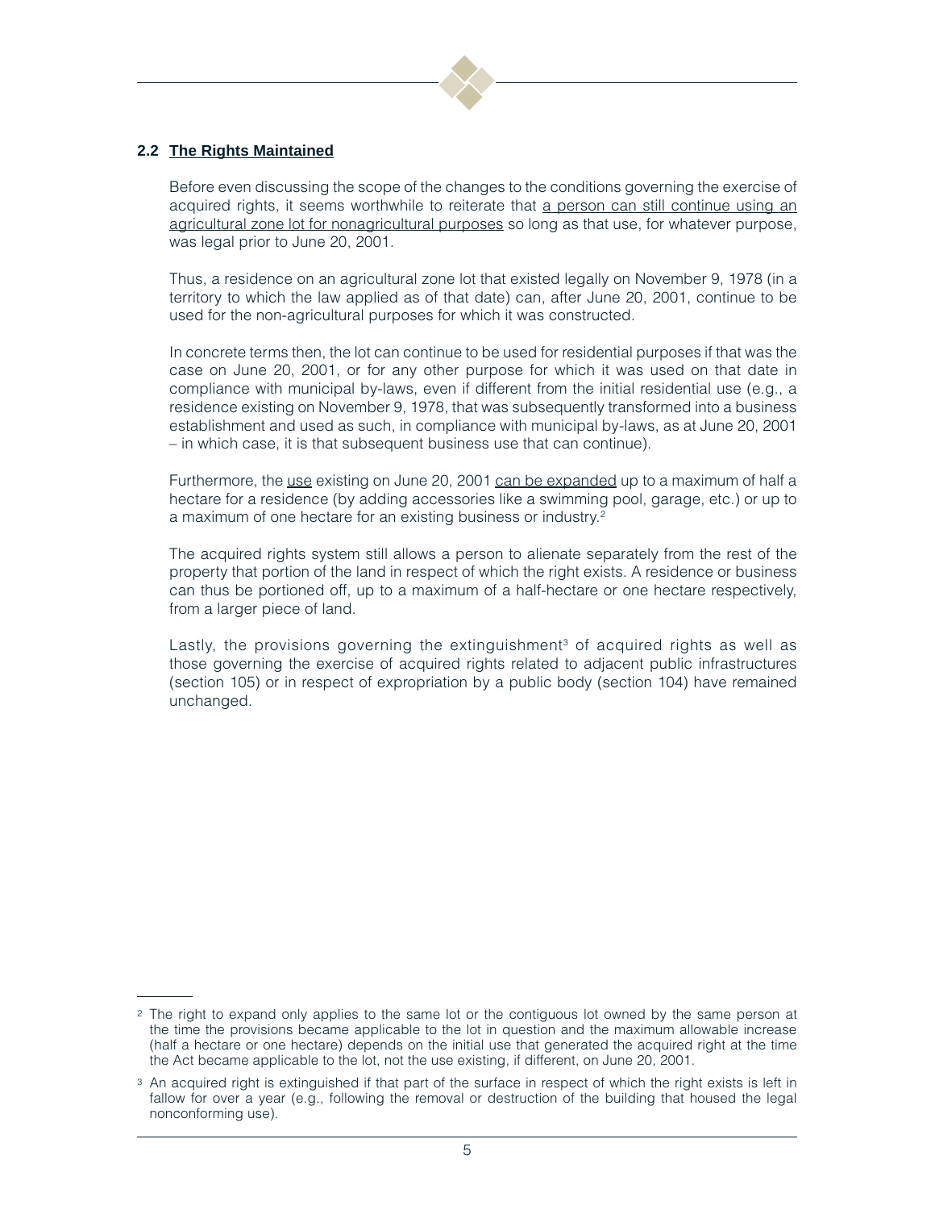## 2.2 The Rights Maintained

Before even discussing the scope of the changes to the conditions governing the exercise of acquired rights, it seems worthwhile to reiterate that <u>a person can still continue using an agricultural zone lot for nonagricultural purposes</u> so long as that use, for whatever purpose, was legal prior to June 20, 2001.

Thus, a residence on an agricultural zone lot that existed legally on November 9, 1978 (in a territory to which the law applied as of that date) can, after June 20, 2001, continue to be used for the non-agricultural purposes for which it was constructed.

In concrete terms then, the lot can continue to be used for residential purposes if that was the case on June 20, 2001, or for any other purpose for which it was used on that date in compliance with municipal by-laws, even if different from the initial residential use (e.g., a residence existing on November 9, 1978, that was subsequently transformed into a business establishment and used as such, in compliance with municipal by-laws, as at June 20, 2001 – in which case, it is that subsequent business use that can continue).

Furthermore, the <u>use</u> existing on June 20, 2001 <u>can be expanded</u> up to a maximum of half a hectare for a residence (by adding accessories like a swimming pool, garage, etc.) or up to a maximum of one hectare for an existing business or industry.[2]

The acquired rights system still allows a person to alienate separately from the rest of the property that portion of the land in respect of which the right exists. A residence or business can thus be portioned off, up to a maximum of a half-hectare or one hectare respectively, from a larger piece of land.

Lastly, the provisions governing the extinguishment[3] of acquired rights as well as those governing the exercise of acquired rights related to adjacent public infrastructures (section 105) or in respect of expropriation by a public body (section 104) have remained unchanged.

---

[2] The right to expand only applies to the same lot or the contiguous lot owned by the same person at the time the provisions became applicable to the lot in question and the maximum allowable increase (half a hectare or one hectare) depends on the initial use that generated the acquired right at the time the Act became applicable to the lot, not the use existing, if different, on June 20, 2001.

[3] An acquired right is extinguished if that part of the surface in respect of which the right exists is left in fallow for over a year (e.g., following the removal or destruction of the building that housed the legal nonconforming use).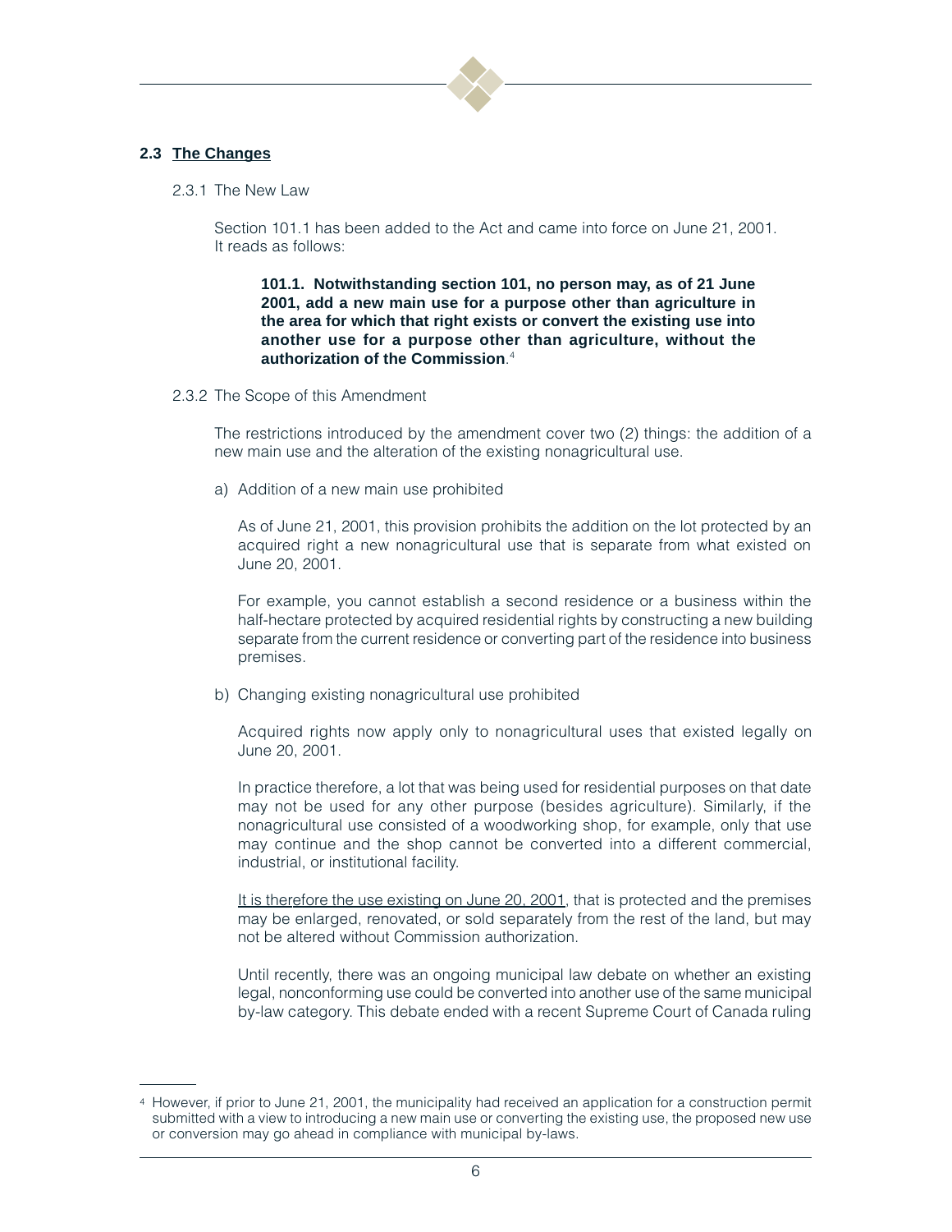## 2.3 The Changes

### 2.3.1 The New Law

Section 101.1 has been added to the Act and came into force on June 21, 2001. It reads as follows:

> **101.1. Notwithstanding section 101, no person may, as of 21 June 2001, add a new main use for a purpose other than agriculture in the area for which that right exists or convert the existing use into another use for a purpose other than agriculture, without the authorization of the Commission**.[4]

### 2.3.2 The Scope of this Amendment

The restrictions introduced by the amendment cover two (2) things: the addition of a new main use and the alteration of the existing nonagricultural use.

a) Addition of a new main use prohibited

As of June 21, 2001, this provision prohibits the addition on the lot protected by an acquired right a new nonagricultural use that is separate from what existed on June 20, 2001.

For example, you cannot establish a second residence or a business within the half-hectare protected by acquired residential rights by constructing a new building separate from the current residence or converting part of the residence into business premises.

b) Changing existing nonagricultural use prohibited

Acquired rights now apply only to nonagricultural uses that existed legally on June 20, 2001.

In practice therefore, a lot that was being used for residential purposes on that date may not be used for any other purpose (besides agriculture). Similarly, if the nonagricultural use consisted of a woodworking shop, for example, only that use may continue and the shop cannot be converted into a different commercial, industrial, or institutional facility.

<u>It is therefore the use existing on June 20, 2001</u>, that is protected and the premises may be enlarged, renovated, or sold separately from the rest of the land, but may not be altered without Commission authorization.

Until recently, there was an ongoing municipal law debate on whether an existing legal, nonconforming use could be converted into another use of the same municipal by-law category. This debate ended with a recent Supreme Court of Canada ruling

---

[4] However, if prior to June 21, 2001, the municipality had received an application for a construction permit submitted with a view to introducing a new main use or converting the existing use, the proposed new use or conversion may go ahead in compliance with municipal by-laws.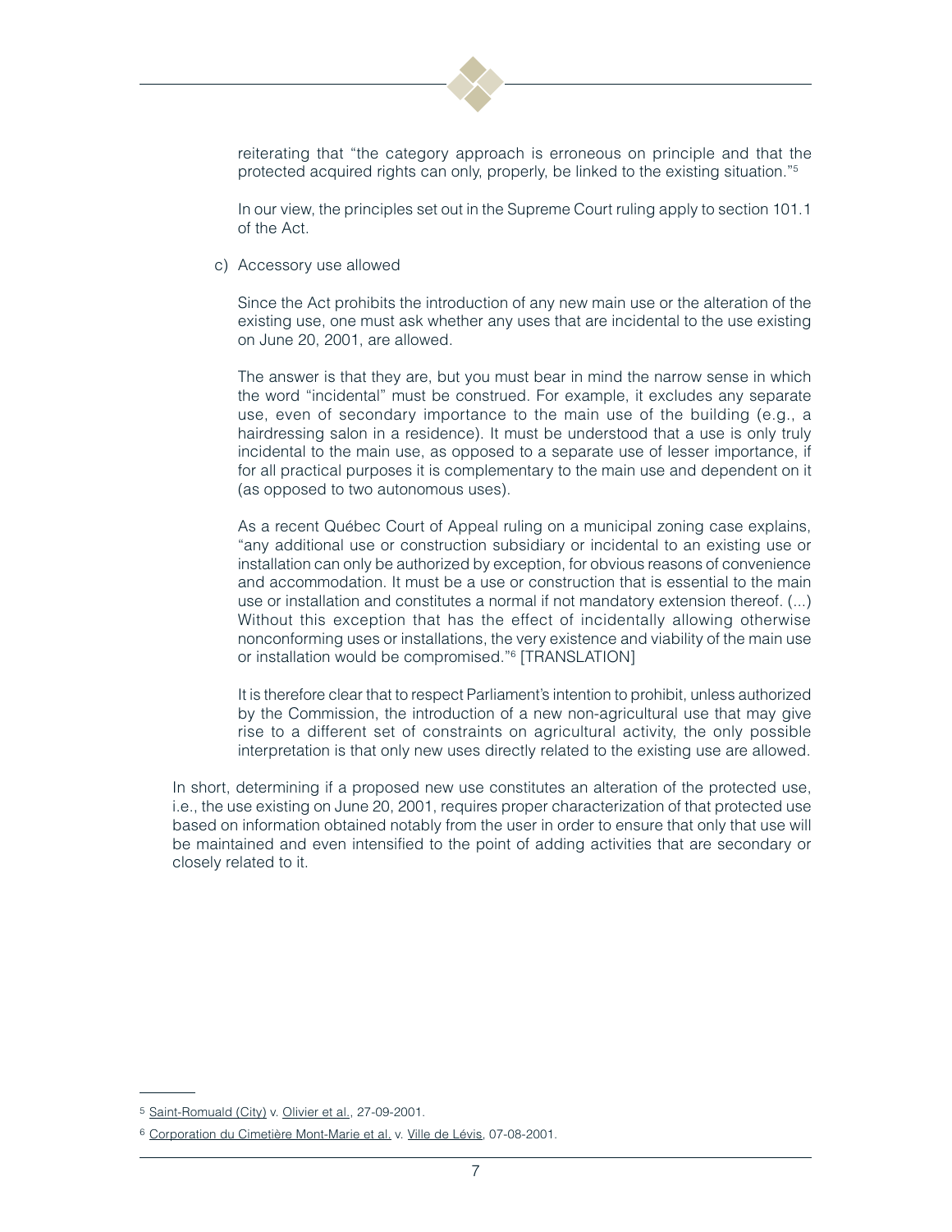reiterating that "the category approach is erroneous on principle and that the protected acquired rights can only, properly, be linked to the existing situation."[5]

In our view, the principles set out in the Supreme Court ruling apply to section 101.1 of the Act.

c) Accessory use allowed

Since the Act prohibits the introduction of any new main use or the alteration of the existing use, one must ask whether any uses that are incidental to the use existing on June 20, 2001, are allowed.

The answer is that they are, but you must bear in mind the narrow sense in which the word "incidental" must be construed. For example, it excludes any separate use, even of secondary importance to the main use of the building (e.g., a hairdressing salon in a residence). It must be understood that a use is only truly incidental to the main use, as opposed to a separate use of lesser importance, if for all practical purposes it is complementary to the main use and dependent on it (as opposed to two autonomous uses).

As a recent Québec Court of Appeal ruling on a municipal zoning case explains, "any additional use or construction subsidiary or incidental to an existing use or installation can only be authorized by exception, for obvious reasons of convenience and accommodation. It must be a use or construction that is essential to the main use or installation and constitutes a normal if not mandatory extension thereof. (...) Without this exception that has the effect of incidentally allowing otherwise nonconforming uses or installations, the very existence and viability of the main use or installation would be compromised."[6] [TRANSLATION]

It is therefore clear that to respect Parliament's intention to prohibit, unless authorized by the Commission, the introduction of a new non-agricultural use that may give rise to a different set of constraints on agricultural activity, the only possible interpretation is that only new uses directly related to the existing use are allowed.

In short, determining if a proposed new use constitutes an alteration of the protected use, i.e., the use existing on June 20, 2001, requires proper characterization of that protected use based on information obtained notably from the user in order to ensure that only that use will be maintained and even intensified to the point of adding activities that are secondary or closely related to it.

---

[5] Saint-Romuald (City) v. Olivier et al., 27-09-2001.

[6] Corporation du Cimetière Mont-Marie et al. v. Ville de Lévis, 07-08-2001.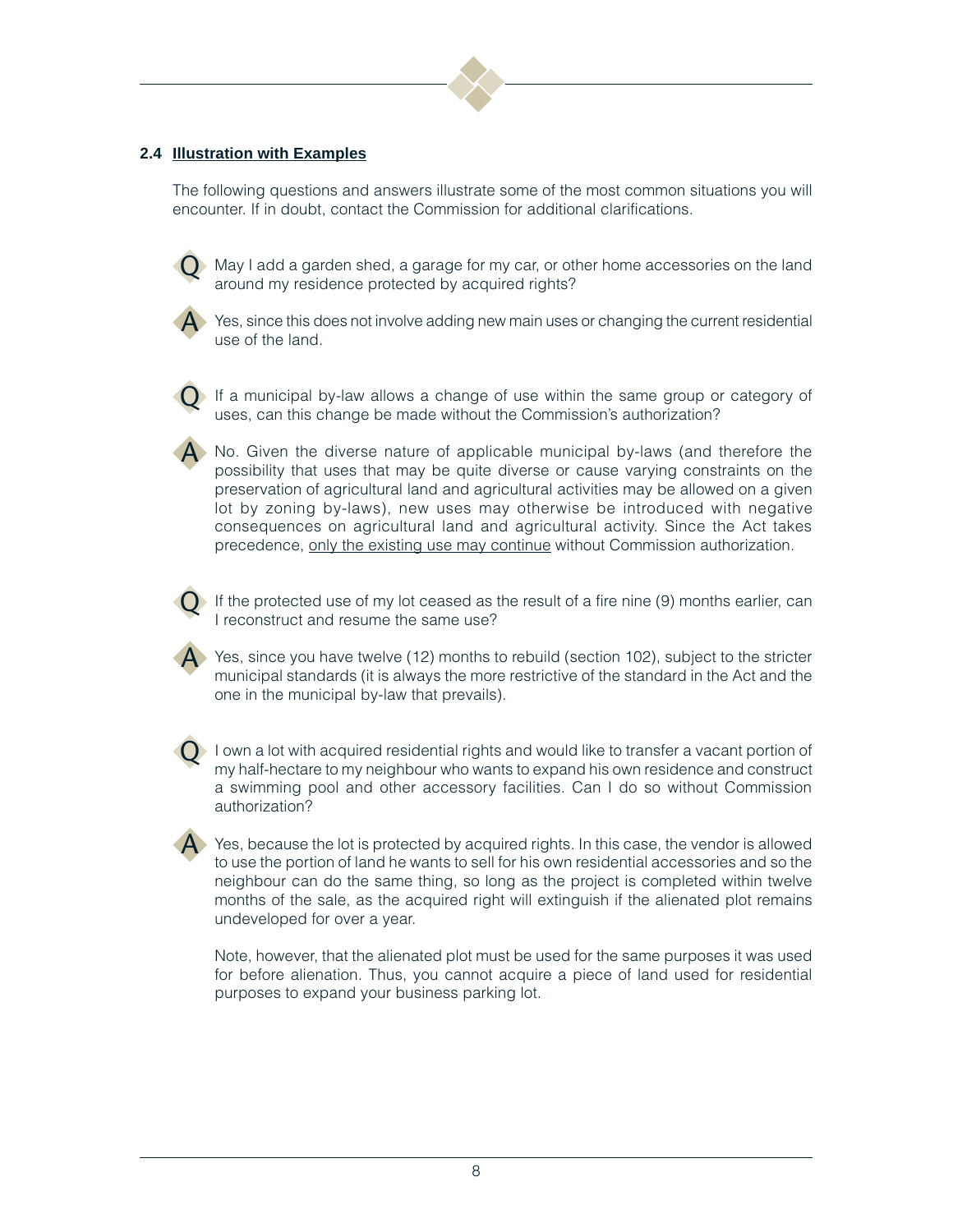## 2.4 Illustration with Examples

The following questions and answers illustrate some of the most common situations you will encounter. If in doubt, contact the Commission for additional clarifications.

**Q** May I add a garden shed, a garage for my car, or other home accessories on the land around my residence protected by acquired rights?

**A** Yes, since this does not involve adding new main uses or changing the current residential use of the land.

**Q** If a municipal by-law allows a change of use within the same group or category of uses, can this change be made without the Commission's authorization?

**A** No. Given the diverse nature of applicable municipal by-laws (and therefore the possibility that uses that may be quite diverse or cause varying constraints on the preservation of agricultural land and agricultural activities may be allowed on a given lot by zoning by-laws), new uses may otherwise be introduced with negative consequences on agricultural land and agricultural activity. Since the Act takes precedence, only the existing use may continue without Commission authorization.

**Q** If the protected use of my lot ceased as the result of a fire nine (9) months earlier, can I reconstruct and resume the same use?

**A** Yes, since you have twelve (12) months to rebuild (section 102), subject to the stricter municipal standards (it is always the more restrictive of the standard in the Act and the one in the municipal by-law that prevails).

**Q** I own a lot with acquired residential rights and would like to transfer a vacant portion of my half-hectare to my neighbour who wants to expand his own residence and construct a swimming pool and other accessory facilities. Can I do so without Commission authorization?

**A** Yes, because the lot is protected by acquired rights. In this case, the vendor is allowed to use the portion of land he wants to sell for his own residential accessories and so the neighbour can do the same thing, so long as the project is completed within twelve months of the sale, as the acquired right will extinguish if the alienated plot remains undeveloped for over a year.

Note, however, that the alienated plot must be used for the same purposes it was used for before alienation. Thus, you cannot acquire a piece of land used for residential purposes to expand your business parking lot.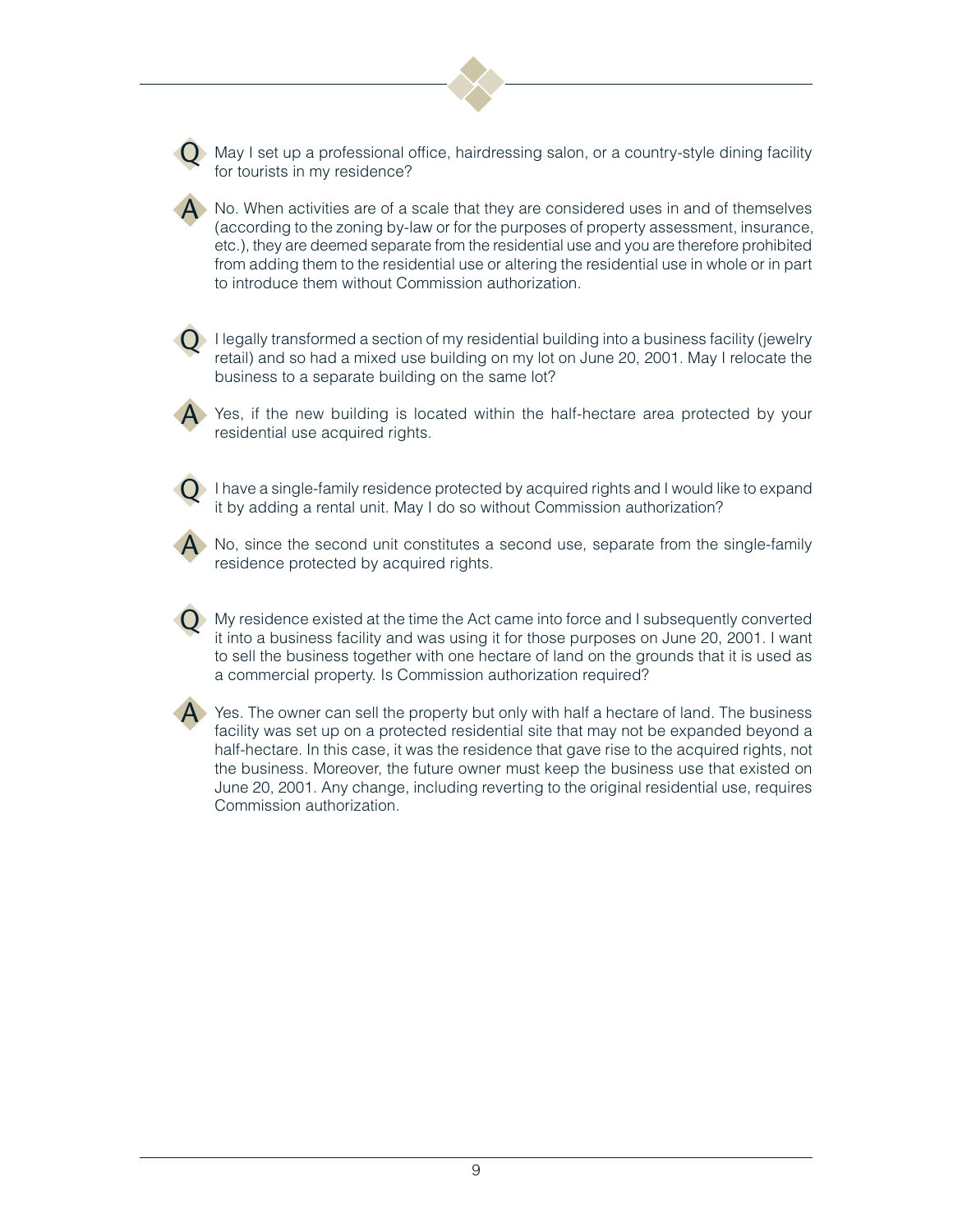**Q** May I set up a professional office, hairdressing salon, or a country-style dining facility for tourists in my residence?

**A** No. When activities are of a scale that they are considered uses in and of themselves (according to the zoning by-law or for the purposes of property assessment, insurance, etc.), they are deemed separate from the residential use and you are therefore prohibited from adding them to the residential use or altering the residential use in whole or in part to introduce them without Commission authorization.

**Q** I legally transformed a section of my residential building into a business facility (jewelry retail) and so had a mixed use building on my lot on June 20, 2001. May I relocate the business to a separate building on the same lot?

**A** Yes, if the new building is located within the half-hectare area protected by your residential use acquired rights.

**Q** I have a single-family residence protected by acquired rights and I would like to expand it by adding a rental unit. May I do so without Commission authorization?

**A** No, since the second unit constitutes a second use, separate from the single-family residence protected by acquired rights.

**Q** My residence existed at the time the Act came into force and I subsequently converted it into a business facility and was using it for those purposes on June 20, 2001. I want to sell the business together with one hectare of land on the grounds that it is used as a commercial property. Is Commission authorization required?

**A** Yes. The owner can sell the property but only with half a hectare of land. The business facility was set up on a protected residential site that may not be expanded beyond a half-hectare. In this case, it was the residence that gave rise to the acquired rights, not the business. Moreover, the future owner must keep the business use that existed on June 20, 2001. Any change, including reverting to the original residential use, requires Commission authorization.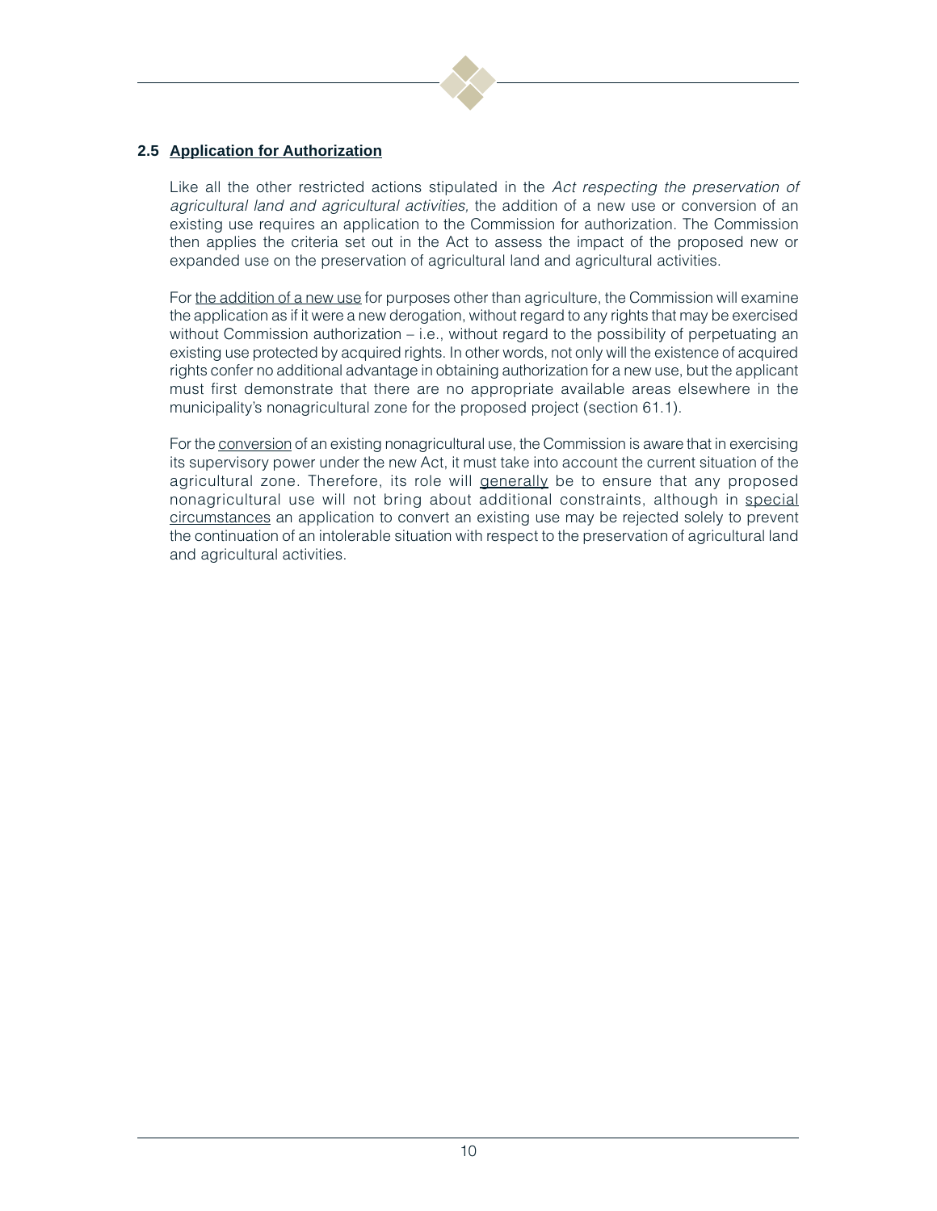## 2.5 Application for Authorization

Like all the other restricted actions stipulated in the *Act respecting the preservation of agricultural land and agricultural activities,* the addition of a new use or conversion of an existing use requires an application to the Commission for authorization. The Commission then applies the criteria set out in the Act to assess the impact of the proposed new or expanded use on the preservation of agricultural land and agricultural activities.

For <u>the addition of a new use</u> for purposes other than agriculture, the Commission will examine the application as if it were a new derogation, without regard to any rights that may be exercised without Commission authorization – i.e., without regard to the possibility of perpetuating an existing use protected by acquired rights. In other words, not only will the existence of acquired rights confer no additional advantage in obtaining authorization for a new use, but the applicant must first demonstrate that there are no appropriate available areas elsewhere in the municipality's nonagricultural zone for the proposed project (section 61.1).

For the <u>conversion</u> of an existing nonagricultural use, the Commission is aware that in exercising its supervisory power under the new Act, it must take into account the current situation of the agricultural zone. Therefore, its role will <u>generally</u> be to ensure that any proposed nonagricultural use will not bring about additional constraints, although in <u>special circumstances</u> an application to convert an existing use may be rejected solely to prevent the continuation of an intolerable situation with respect to the preservation of agricultural land and agricultural activities.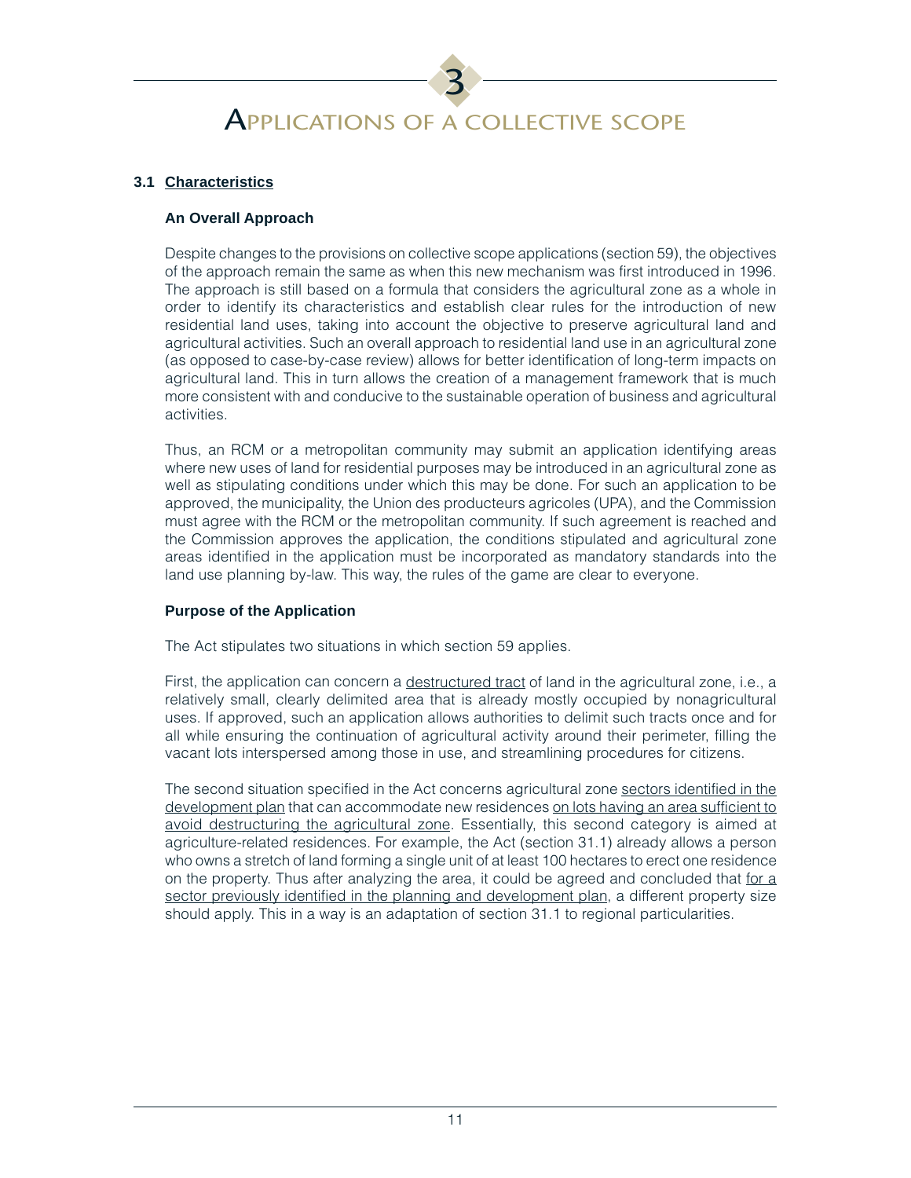# 3 Applications of a collective scope

## 3.1 Characteristics

### An Overall Approach

Despite changes to the provisions on collective scope applications (section 59), the objectives of the approach remain the same as when this new mechanism was first introduced in 1996. The approach is still based on a formula that considers the agricultural zone as a whole in order to identify its characteristics and establish clear rules for the introduction of new residential land uses, taking into account the objective to preserve agricultural land and agricultural activities. Such an overall approach to residential land use in an agricultural zone (as opposed to case-by-case review) allows for better identification of long-term impacts on agricultural land. This in turn allows the creation of a management framework that is much more consistent with and conducive to the sustainable operation of business and agricultural activities.

Thus, an RCM or a metropolitan community may submit an application identifying areas where new uses of land for residential purposes may be introduced in an agricultural zone as well as stipulating conditions under which this may be done. For such an application to be approved, the municipality, the Union des producteurs agricoles (UPA), and the Commission must agree with the RCM or the metropolitan community. If such agreement is reached and the Commission approves the application, the conditions stipulated and agricultural zone areas identified in the application must be incorporated as mandatory standards into the land use planning by-law. This way, the rules of the game are clear to everyone.

### Purpose of the Application

The Act stipulates two situations in which section 59 applies.

First, the application can concern a <u>destructured tract</u> of land in the agricultural zone, i.e., a relatively small, clearly delimited area that is already mostly occupied by nonagricultural uses. If approved, such an application allows authorities to delimit such tracts once and for all while ensuring the continuation of agricultural activity around their perimeter, filling the vacant lots interspersed among those in use, and streamlining procedures for citizens.

The second situation specified in the Act concerns agricultural zone <u>sectors identified in the development plan</u> that can accommodate new residences <u>on lots having an area sufficient to avoid destructuring the agricultural zone</u>. Essentially, this second category is aimed at agriculture-related residences. For example, the Act (section 31.1) already allows a person who owns a stretch of land forming a single unit of at least 100 hectares to erect one residence on the property. Thus after analyzing the area, it could be agreed and concluded that <u>for a sector previously identified in the planning and development plan</u>, a different property size should apply. This in a way is an adaptation of section 31.1 to regional particularities.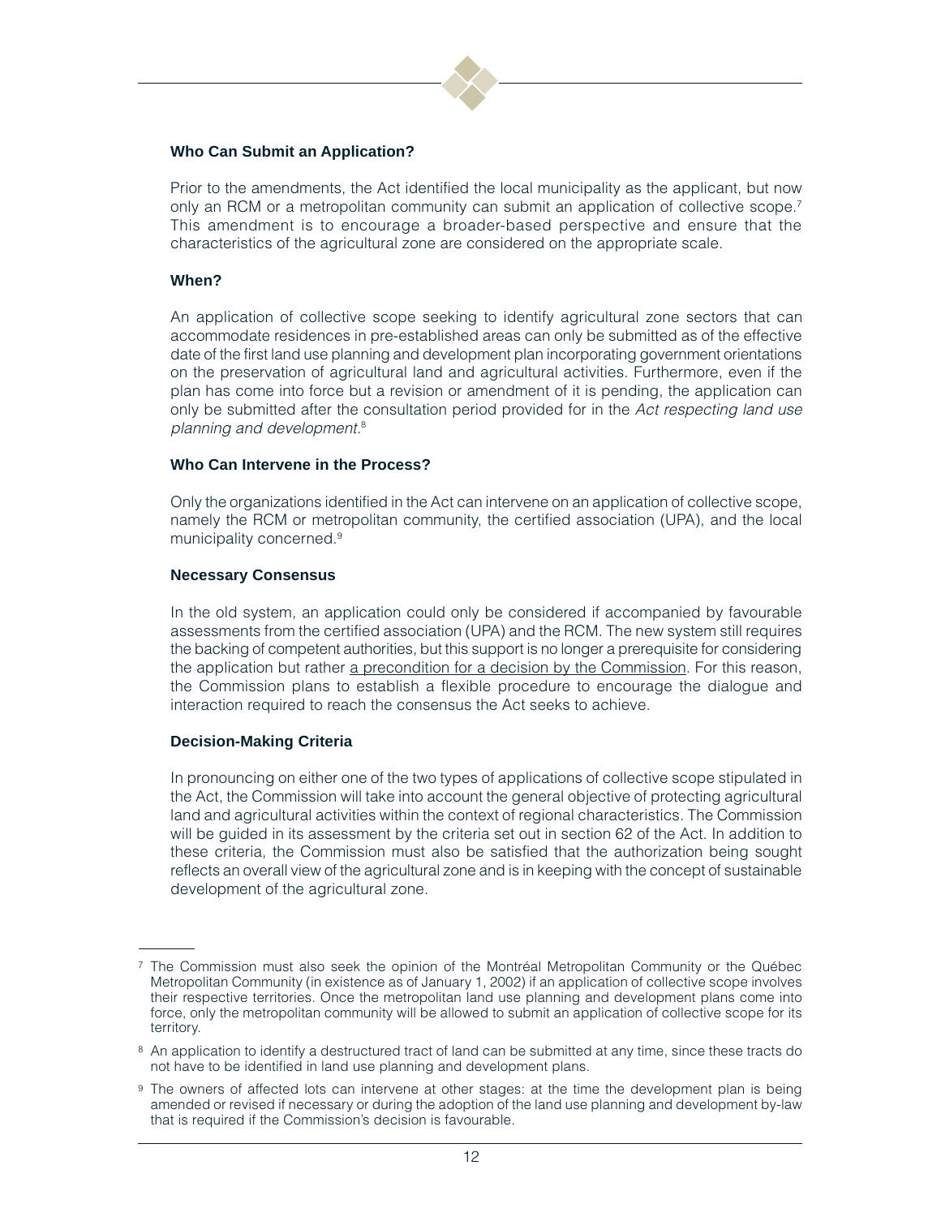### Who Can Submit an Application?

Prior to the amendments, the Act identified the local municipality as the applicant, but now only an RCM or a metropolitan community can submit an application of collective scope.[7] This amendment is to encourage a broader-based perspective and ensure that the characteristics of the agricultural zone are considered on the appropriate scale.

### When?

An application of collective scope seeking to identify agricultural zone sectors that can accommodate residences in pre-established areas can only be submitted as of the effective date of the first land use planning and development plan incorporating government orientations on the preservation of agricultural land and agricultural activities. Furthermore, even if the plan has come into force but a revision or amendment of it is pending, the application can only be submitted after the consultation period provided for in the *Act respecting land use planning and development*.[8]

### Who Can Intervene in the Process?

Only the organizations identified in the Act can intervene on an application of collective scope, namely the RCM or metropolitan community, the certified association (UPA), and the local municipality concerned.[9]

### Necessary Consensus

In the old system, an application could only be considered if accompanied by favourable assessments from the certified association (UPA) and the RCM. The new system still requires the backing of competent authorities, but this support is no longer a prerequisite for considering the application but rather <u>a precondition for a decision by the Commission</u>. For this reason, the Commission plans to establish a flexible procedure to encourage the dialogue and interaction required to reach the consensus the Act seeks to achieve.

### Decision-Making Criteria

In pronouncing on either one of the two types of applications of collective scope stipulated in the Act, the Commission will take into account the general objective of protecting agricultural land and agricultural activities within the context of regional characteristics. The Commission will be guided in its assessment by the criteria set out in section 62 of the Act. In addition to these criteria, the Commission must also be satisfied that the authorization being sought reflects an overall view of the agricultural zone and is in keeping with the concept of sustainable development of the agricultural zone.

---

[7] The Commission must also seek the opinion of the Montréal Metropolitan Community or the Québec Metropolitan Community (in existence as of January 1, 2002) if an application of collective scope involves their respective territories. Once the metropolitan land use planning and development plans come into force, only the metropolitan community will be allowed to submit an application of collective scope for its territory.

[8] An application to identify a destructured tract of land can be submitted at any time, since these tracts do not have to be identified in land use planning and development plans.

[9] The owners of affected lots can intervene at other stages: at the time the development plan is being amended or revised if necessary or during the adoption of the land use planning and development by-law that is required if the Commission's decision is favourable.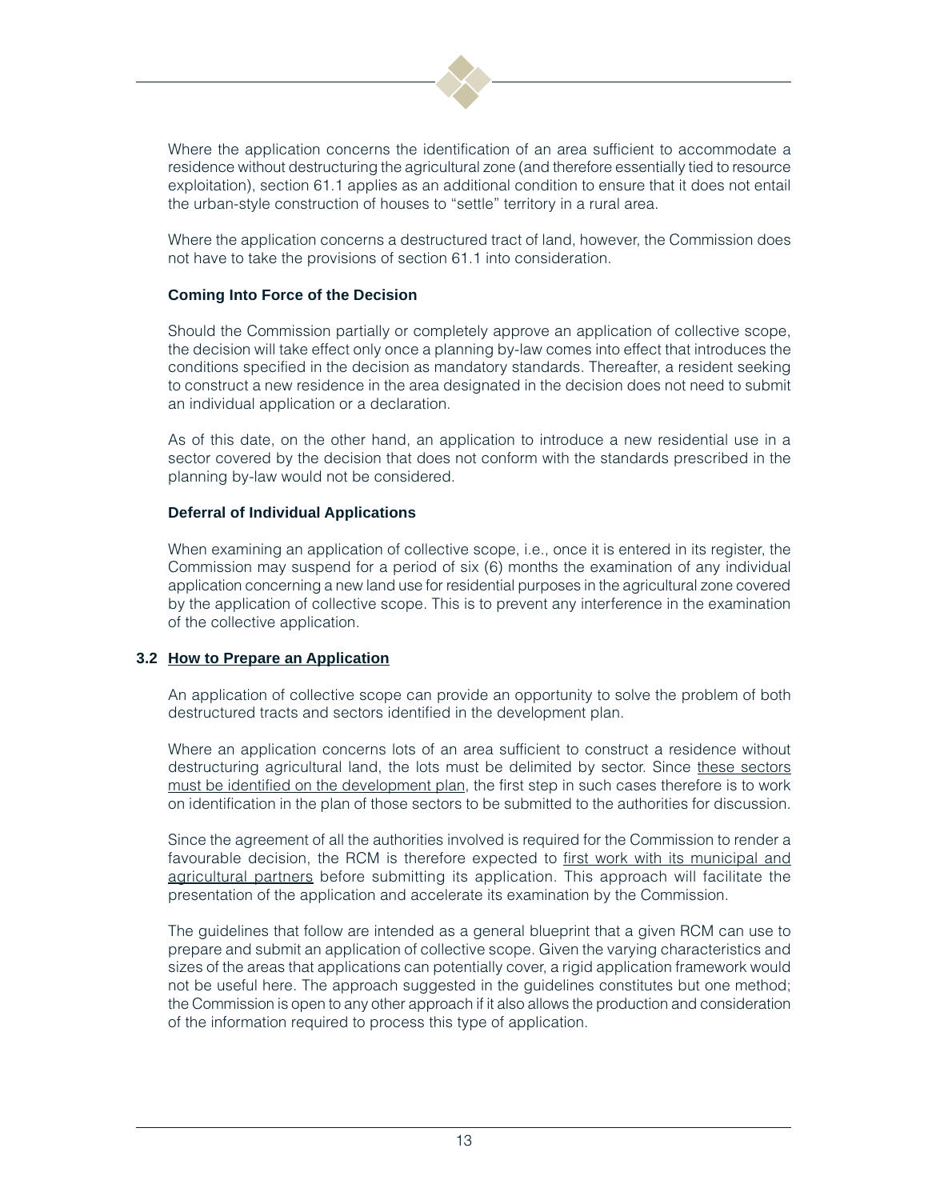Where the application concerns the identification of an area sufficient to accommodate a residence without destructuring the agricultural zone (and therefore essentially tied to resource exploitation), section 61.1 applies as an additional condition to ensure that it does not entail the urban-style construction of houses to "settle" territory in a rural area.

Where the application concerns a destructured tract of land, however, the Commission does not have to take the provisions of section 61.1 into consideration.

**Coming Into Force of the Decision**

Should the Commission partially or completely approve an application of collective scope, the decision will take effect only once a planning by-law comes into effect that introduces the conditions specified in the decision as mandatory standards. Thereafter, a resident seeking to construct a new residence in the area designated in the decision does not need to submit an individual application or a declaration.

As of this date, on the other hand, an application to introduce a new residential use in a sector covered by the decision that does not conform with the standards prescribed in the planning by-law would not be considered.

**Deferral of Individual Applications**

When examining an application of collective scope, i.e., once it is entered in its register, the Commission may suspend for a period of six (6) months the examination of any individual application concerning a new land use for residential purposes in the agricultural zone covered by the application of collective scope. This is to prevent any interference in the examination of the collective application.

### 3.2 How to Prepare an Application

An application of collective scope can provide an opportunity to solve the problem of both destructured tracts and sectors identified in the development plan.

Where an application concerns lots of an area sufficient to construct a residence without destructuring agricultural land, the lots must be delimited by sector. Since these sectors must be identified on the development plan, the first step in such cases therefore is to work on identification in the plan of those sectors to be submitted to the authorities for discussion.

Since the agreement of all the authorities involved is required for the Commission to render a favourable decision, the RCM is therefore expected to first work with its municipal and agricultural partners before submitting its application. This approach will facilitate the presentation of the application and accelerate its examination by the Commission.

The guidelines that follow are intended as a general blueprint that a given RCM can use to prepare and submit an application of collective scope. Given the varying characteristics and sizes of the areas that applications can potentially cover, a rigid application framework would not be useful here. The approach suggested in the guidelines constitutes but one method; the Commission is open to any other approach if it also allows the production and consideration of the information required to process this type of application.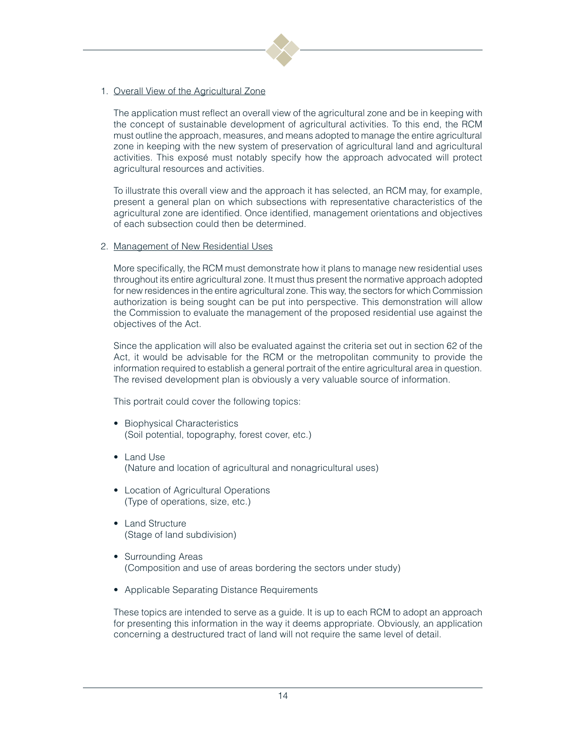1. Overall View of the Agricultural Zone

   The application must reflect an overall view of the agricultural zone and be in keeping with the concept of sustainable development of agricultural activities. To this end, the RCM must outline the approach, measures, and means adopted to manage the entire agricultural zone in keeping with the new system of preservation of agricultural land and agricultural activities. This exposé must notably specify how the approach advocated will protect agricultural resources and activities.

   To illustrate this overall view and the approach it has selected, an RCM may, for example, present a general plan on which subsections with representative characteristics of the agricultural zone are identified. Once identified, management orientations and objectives of each subsection could then be determined.

2. Management of New Residential Uses

   More specifically, the RCM must demonstrate how it plans to manage new residential uses throughout its entire agricultural zone. It must thus present the normative approach adopted for new residences in the entire agricultural zone. This way, the sectors for which Commission authorization is being sought can be put into perspective. This demonstration will allow the Commission to evaluate the management of the proposed residential use against the objectives of the Act.

   Since the application will also be evaluated against the criteria set out in section 62 of the Act, it would be advisable for the RCM or the metropolitan community to provide the information required to establish a general portrait of the entire agricultural area in question. The revised development plan is obviously a very valuable source of information.

   This portrait could cover the following topics:

   - Biophysical Characteristics
     (Soil potential, topography, forest cover, etc.)
   - Land Use
     (Nature and location of agricultural and nonagricultural uses)
   - Location of Agricultural Operations
     (Type of operations, size, etc.)
   - Land Structure
     (Stage of land subdivision)
   - Surrounding Areas
     (Composition and use of areas bordering the sectors under study)
   - Applicable Separating Distance Requirements

   These topics are intended to serve as a guide. It is up to each RCM to adopt an approach for presenting this information in the way it deems appropriate. Obviously, an application concerning a destructured tract of land will not require the same level of detail.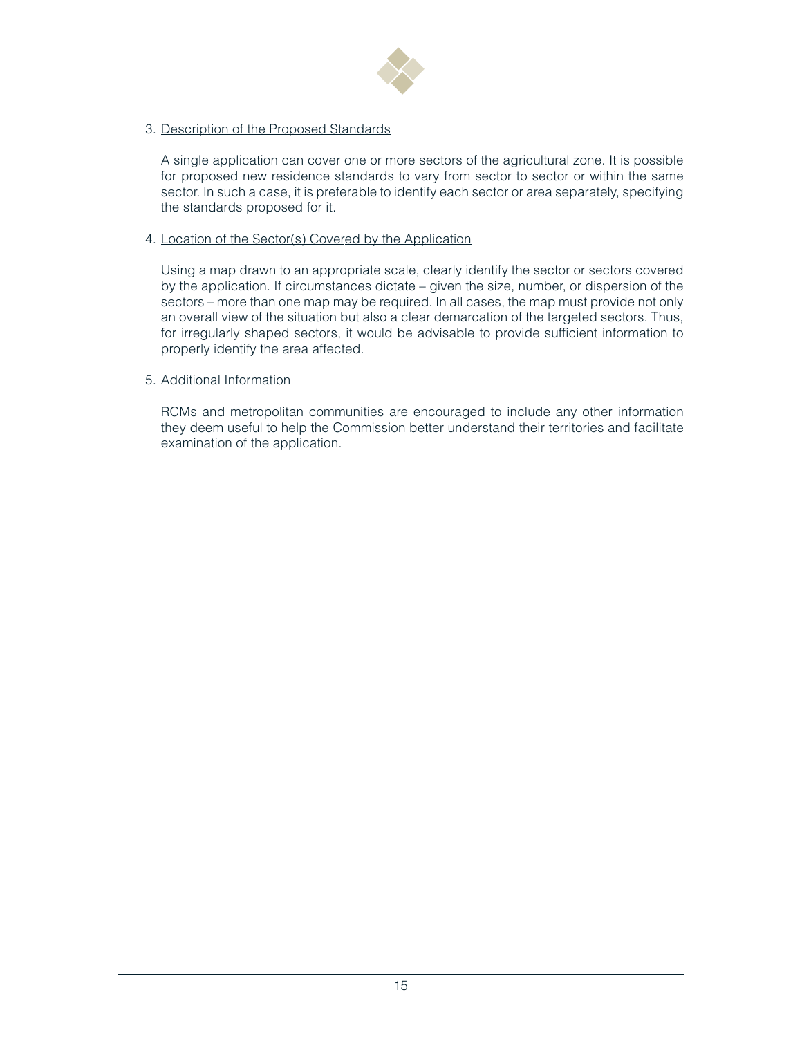3. Description of the Proposed Standards

   A single application can cover one or more sectors of the agricultural zone. It is possible for proposed new residence standards to vary from sector to sector or within the same sector. In such a case, it is preferable to identify each sector or area separately, specifying the standards proposed for it.

4. Location of the Sector(s) Covered by the Application

   Using a map drawn to an appropriate scale, clearly identify the sector or sectors covered by the application. If circumstances dictate – given the size, number, or dispersion of the sectors – more than one map may be required. In all cases, the map must provide not only an overall view of the situation but also a clear demarcation of the targeted sectors. Thus, for irregularly shaped sectors, it would be advisable to provide sufficient information to properly identify the area affected.

5. Additional Information

   RCMs and metropolitan communities are encouraged to include any other information they deem useful to help the Commission better understand their territories and facilitate examination of the application.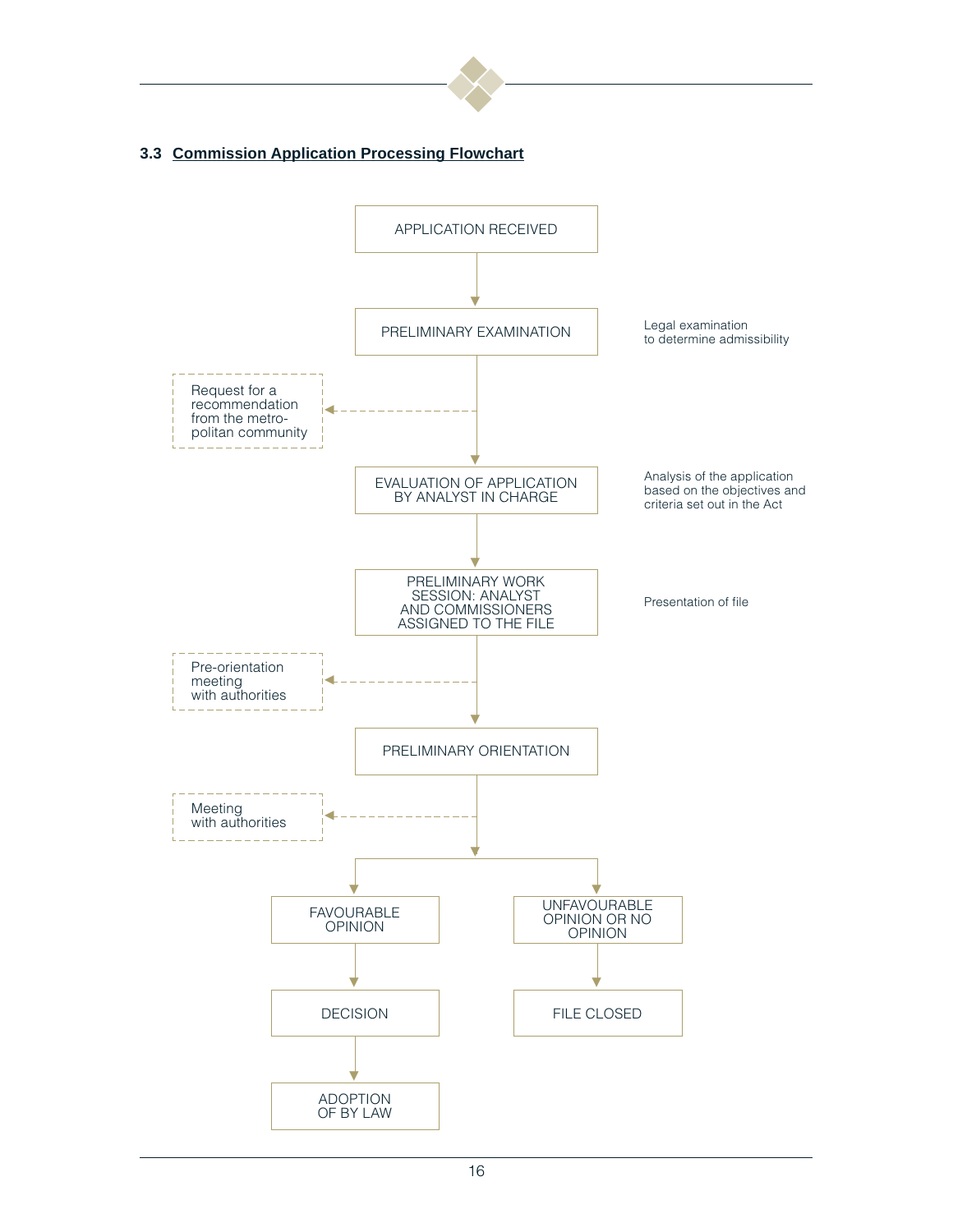### 3.3 Commission Application Processing Flowchart

APPLICATION RECEIVED

↓

PRELIMINARY EXAMINATION — Legal examination to determine admissibility

- - → Request for a recommendation from the metro-politan community

↓

EVALUATION OF APPLICATION BY ANALYST IN CHARGE — Analysis of the application based on the objectives and criteria set out in the Act

↓

PRELIMINARY WORK SESSION: ANALYST AND COMMISSIONERS ASSIGNED TO THE FILE — Presentation of file

- - → Pre-orientation meeting with authorities

↓

PRELIMINARY ORIENTATION

- - → Meeting with authorities

↓

- FAVOURABLE OPINION → DECISION → ADOPTION OF BY LAW
- UNFAVOURABLE OPINION OR NO OPINION → FILE CLOSED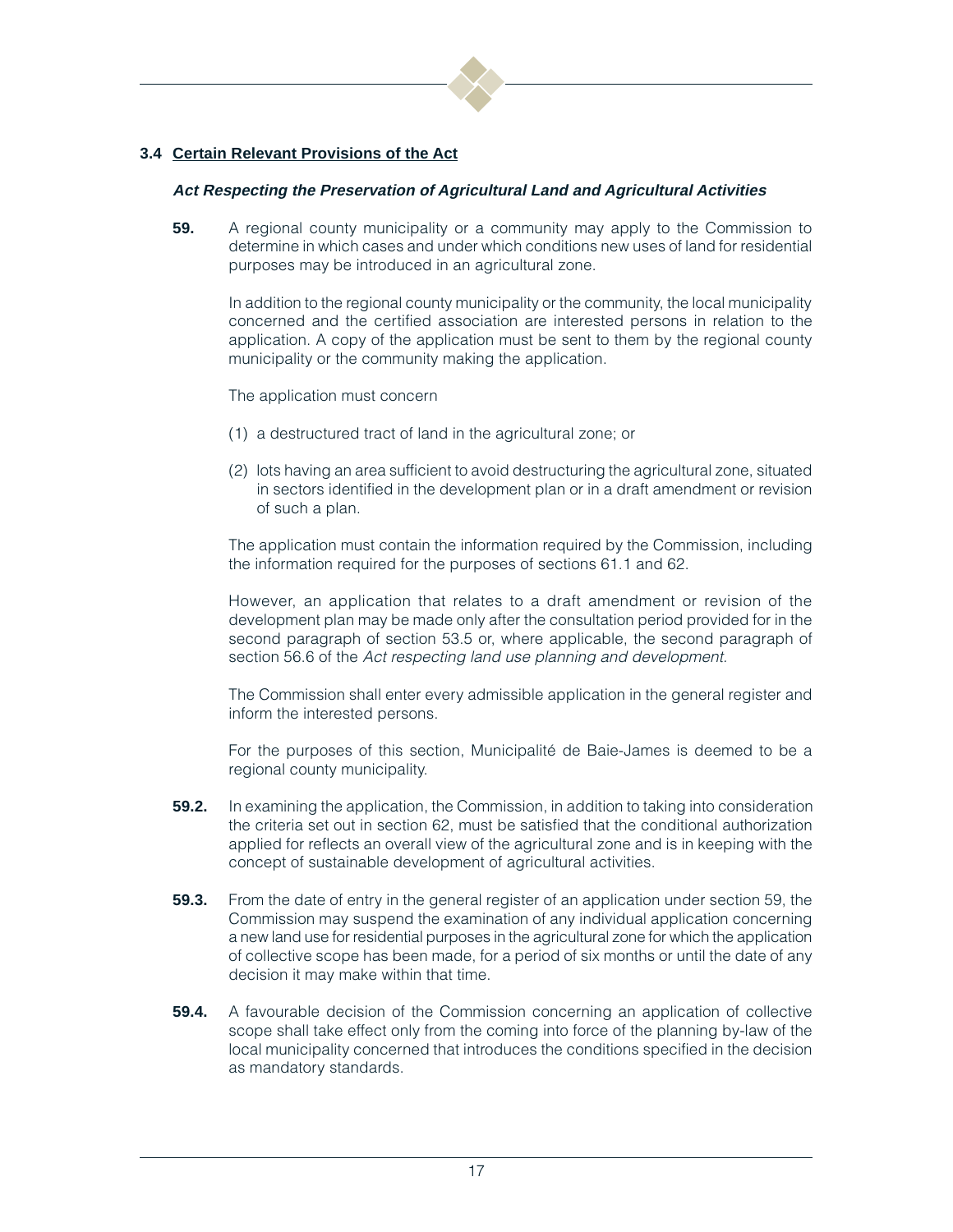## 3.4 Certain Relevant Provisions of the Act

### *Act Respecting the Preservation of Agricultural Land and Agricultural Activities*

**59.** A regional county municipality or a community may apply to the Commission to determine in which cases and under which conditions new uses of land for residential purposes may be introduced in an agricultural zone.

In addition to the regional county municipality or the community, the local municipality concerned and the certified association are interested persons in relation to the application. A copy of the application must be sent to them by the regional county municipality or the community making the application.

The application must concern

(1) a destructured tract of land in the agricultural zone; or

(2) lots having an area sufficient to avoid destructuring the agricultural zone, situated in sectors identified in the development plan or in a draft amendment or revision of such a plan.

The application must contain the information required by the Commission, including the information required for the purposes of sections 61.1 and 62.

However, an application that relates to a draft amendment or revision of the development plan may be made only after the consultation period provided for in the second paragraph of section 53.5 or, where applicable, the second paragraph of section 56.6 of the *Act respecting land use planning and development.*

The Commission shall enter every admissible application in the general register and inform the interested persons.

For the purposes of this section, Municipalité de Baie-James is deemed to be a regional county municipality.

**59.2.** In examining the application, the Commission, in addition to taking into consideration the criteria set out in section 62, must be satisfied that the conditional authorization applied for reflects an overall view of the agricultural zone and is in keeping with the concept of sustainable development of agricultural activities.

**59.3.** From the date of entry in the general register of an application under section 59, the Commission may suspend the examination of any individual application concerning a new land use for residential purposes in the agricultural zone for which the application of collective scope has been made, for a period of six months or until the date of any decision it may make within that time.

**59.4.** A favourable decision of the Commission concerning an application of collective scope shall take effect only from the coming into force of the planning by-law of the local municipality concerned that introduces the conditions specified in the decision as mandatory standards.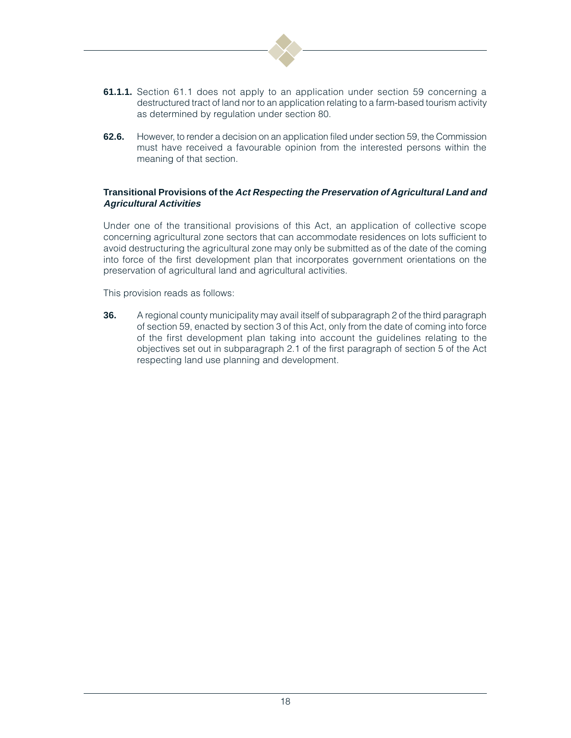**61.1.1.** Section 61.1 does not apply to an application under section 59 concerning a destructured tract of land nor to an application relating to a farm-based tourism activity as determined by regulation under section 80.

**62.6.** However, to render a decision on an application filed under section 59, the Commission must have received a favourable opinion from the interested persons within the meaning of that section.

### Transitional Provisions of the *Act Respecting the Preservation of Agricultural Land and Agricultural Activities*

Under one of the transitional provisions of this Act, an application of collective scope concerning agricultural zone sectors that can accommodate residences on lots sufficient to avoid destructuring the agricultural zone may only be submitted as of the date of the coming into force of the first development plan that incorporates government orientations on the preservation of agricultural land and agricultural activities.

This provision reads as follows:

**36.** A regional county municipality may avail itself of subparagraph 2 of the third paragraph of section 59, enacted by section 3 of this Act, only from the date of coming into force of the first development plan taking into account the guidelines relating to the objectives set out in subparagraph 2.1 of the first paragraph of section 5 of the Act respecting land use planning and development.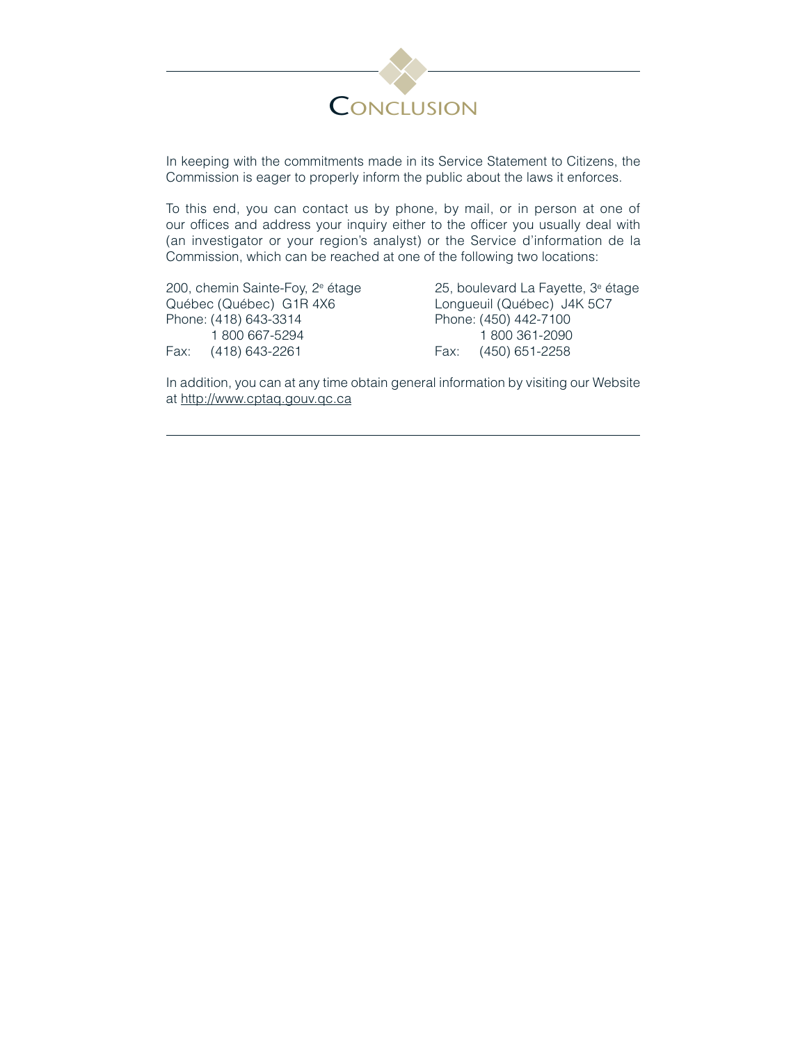# Conclusion

In keeping with the commitments made in its Service Statement to Citizens, the Commission is eager to properly inform the public about the laws it enforces.

To this end, you can contact us by phone, by mail, or in person at one of our offices and address your inquiry either to the officer you usually deal with (an investigator or your region's analyst) or the Service d'information de la Commission, which can be reached at one of the following two locations:

200, chemin Sainte-Foy, 2e étage
Québec (Québec) G1R 4X6
Phone: (418) 643-3314
1 800 667-5294
Fax: (418) 643-2261

25, boulevard La Fayette, 3e étage
Longueuil (Québec) J4K 5C7
Phone: (450) 442-7100
1 800 361-2090
Fax: (450) 651-2258

In addition, you can at any time obtain general information by visiting our Website at http://www.cptaq.gouv.qc.ca